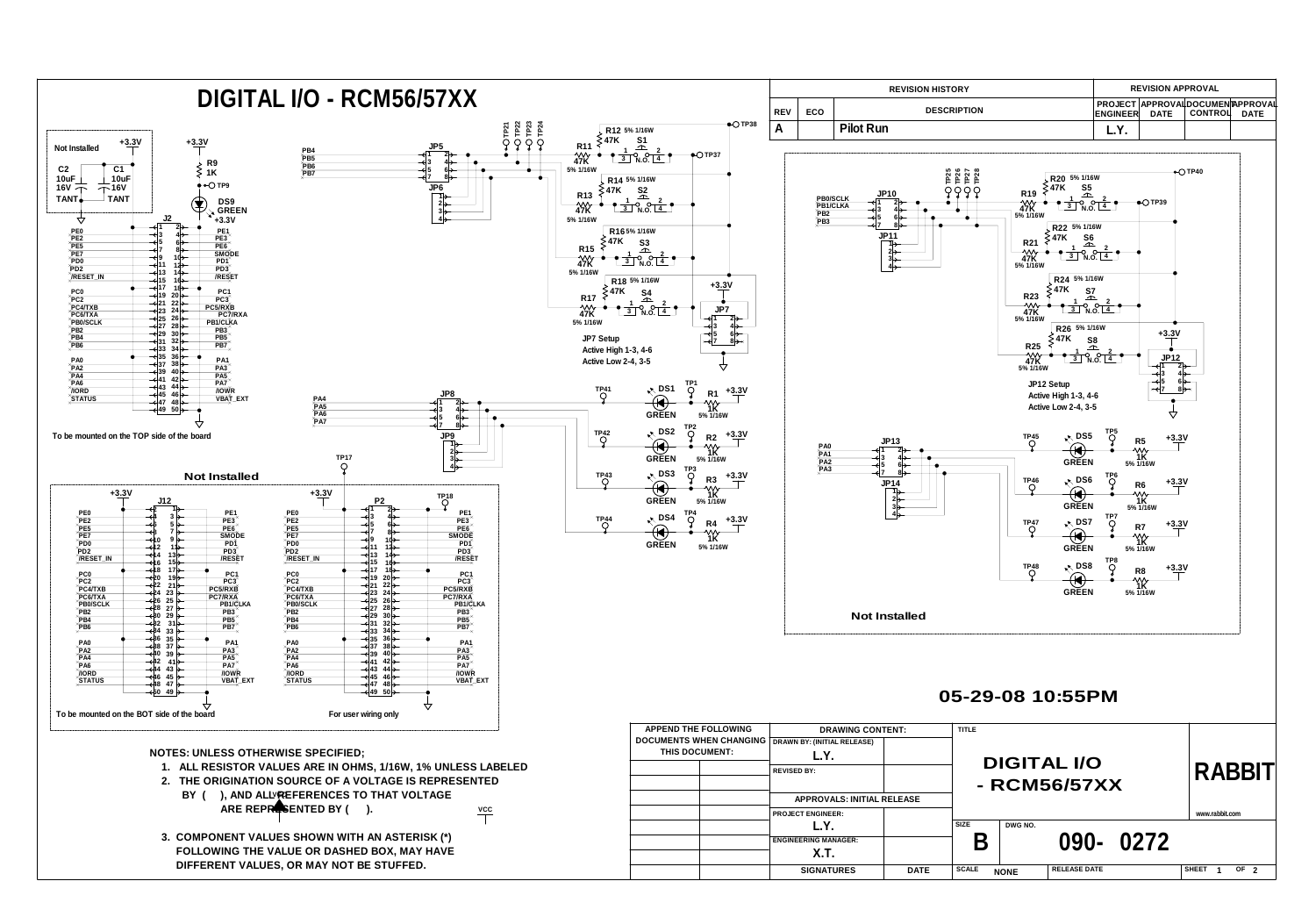# DIGITAL I/O - RCM56/57XX

| REV | ECO | DESCRIPTION | PROJECT ENGINEER | APPROVAL DATE | DOCUMENT CONTROL | APPROVAL DATE |
|---|---|---|---|---|---|---|
| A | | Pilot Run | L.Y. | | | |

**REVISION HISTORY** / **REVISION APPROVAL**

Not Installed

C2 10uF 16V TANT — C1 10uF 16V TANT — +3.3V

R9 1K — TP9 — DS9 GREEN — +3.3V

J2: PE0, PE2, PE5, PE7, PD0, PD2, /RESET_IN, PC0, PC2, PC4/TXB, PC6/TXA, PB0/SCLK, PB2, PB4, PB6, PA0, PA2, PA4, PA6, /IORD, /STATUS — PE1, PE3, PE6, SMODE, PD1, PD3, /RESET, PC1, PC3, PC5/RXB, PC7/RXA, PB1/CLKA, PB3, PB5, PB7, PA1, PA3, PA5, PA7, /IOWR, VBAT_EXT

To be mounted on the TOP side of the board

JP5: PB4, PB5, PB6, PB7 — TP21, TP22, TP23, TP24

JP6

R11 47K 5% 1/16W — R12 47K 5% 1/16W — S1 N.O. — TP38, TP37
R13 47K 5% 1/16W — R14 47K 5% 1/16W — S2 N.O.
R15 47K 5% 1/16W — R16 47K 5% 1/16W — S3 N.O.
R17 47K 5% 1/16W — R18 47K 5% 1/16W — S4 N.O.

+3.3V — JP7

JP7 Setup
Active High 1-3, 4-6
Active Low 2-4, 3-5

JP8: PA4, PA5, PA6, PA7 — JP9

TP41, DS1 GREEN, TP1, R1 1K 5% 1/16W, +3.3V
TP42, DS2 GREEN, TP2, R2 1K 5% 1/16W, +3.3V
TP43, DS3 GREEN, TP3, R3 1K 5% 1/16W, +3.3V
TP44, DS4 GREEN, TP4, R4 1K 5% 1/16W, +3.3V

TP17

**Not Installed**

+3.3V — J12: PE0, PE2, PE5, PE7, PD0, PD2, /RESET_IN, PC0, PC2, PC4/TXB, PC6/TXA, PB0/SCLK, PB2, PB4, PB6, PA0, PA2, PA4, PA6, /IORD, STATUS — PE1, PE3, PE6, SMODE, PD1, PD3, /RESET, PC1, PC3, PC5/RXB, PC7/RXA, PB1/CLKA, PB3, PB5, PB7, PA1, PA3, PA5, PA7, /IOWR, VBAT_EXT

To be mounted on the BOT side of the board

+3.3V — P2: PE0, PE2, PE5, PE7, PD0, PD2, /RESET_IN, PC0, PC2, PC4/TXB, PC6/TXA, PB0/SCLK, PB2, PB4, PB6, PA0, PA2, PA4, PA6, /IORD, STATUS — PE1, PE3, PE6, SMODE, PD1, PD3, /RESET, PC1, PC3, PC5/RXB, PC7/RXA, PB1/CLKA, PB3, PB5, PB7, PA1, PA3, PA5, PA7, /IOWR, VBAT_EXT — TP18

For user wiring only

JP10: PB0/SCLK, PB1/CLKA, PB2, PB3 — TP25, TP26, TP27, TP28 — JP11

R19 47K 5% 1/16W — R20 47K 5% 1/16W — S5 N.O. — TP40, TP39
R21 47K 5% 1/16W — R22 47K 5% 1/16W — S6 N.O.
R23 47K 5% 1/16W — R24 47K 5% 1/16W — S7 N.O.
R25 47K 5% 1/16W — R26 47K 5% 1/16W — S8 N.O.

+3.3V — JP12

JP12 Setup
Active High 1-3, 4-6
Active Low 2-4, 3-5

JP13: PA0, PA1, PA2, PA3 — JP14

TP45, DS5 GREEN, TP5, R5 1K 5% 1/16W, +3.3V
TP46, DS6 GREEN, TP6, R6 1K 5% 1/16W, +3.3V
TP47, DS7 GREEN, TP7, R7 1K 5% 1/16W, +3.3V
TP48, DS8 GREEN, TP8, R8 1K 5% 1/16W, +3.3V

Not Installed

05-29-08 10:55PM

NOTES: UNLESS OTHERWISE SPECIFIED;

1. ALL RESISTOR VALUES ARE IN OHMS, 1/16W, 1% UNLESS LABELED
2. THE ORIGINATION SOURCE OF A VOLTAGE IS REPRESENTED BY ( ), AND ALL REFERENCES TO THAT VOLTAGE ARE REPRESENTED BY ( ). VCC
3. COMPONENT VALUES SHOWN WITH AN ASTERISK (*) FOLLOWING THE VALUE OR DASHED BOX, MAY HAVE DIFFERENT VALUES, OR MAY NOT BE STUFFED.

APPEND THE FOLLOWING DOCUMENTS WHEN CHANGING THIS DOCUMENT:

| DRAWING CONTENT: | |
|---|---|
| DRAWN BY: (INITIAL RELEASE) L.Y. | |
| REVISED BY: | |
| APPROVALS: INITIAL RELEASE | |
| PROJECT ENGINEER: L.Y. | |
| ENGINEERING MANAGER: X.T. | |
| SIGNATURES | DATE |

TITLE: DIGITAL I/O - RCM56/57XX

RABBIT — www.rabbit.com

SIZE: B — DWG NO.: 090- 0272

SCALE: NONE — RELEASE DATE — SHEET 1 OF 2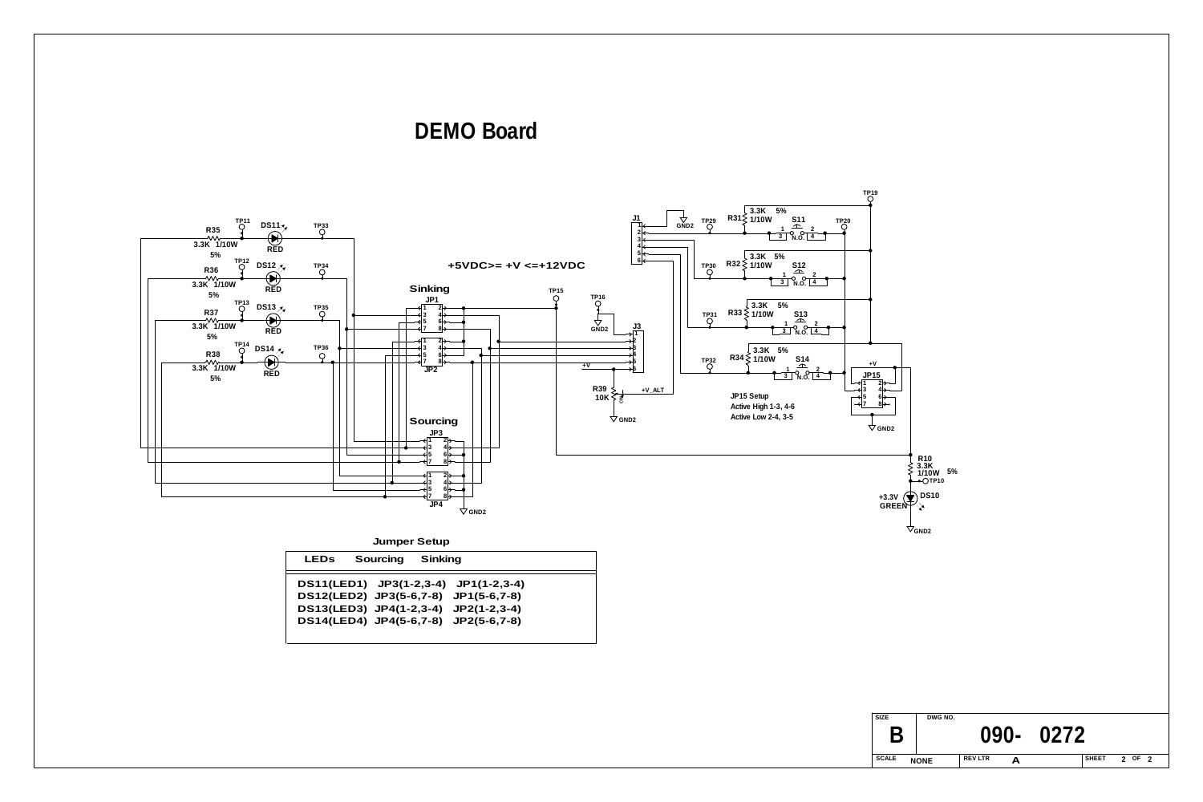# DEMO Board

+5VDC>= +V <=+12VDC

Sinking

Sourcing

JP15 Setup
Active High 1-3, 4-6
Active Low 2-4, 3-5

**Jumper Setup**

| LEDs | Sourcing | Sinking |
|---|---|---|
| DS11(LED1) | JP3(1-2,3-4) | JP1(1-2,3-4) |
| DS12(LED2) | JP3(5-6,7-8) | JP1(5-6,7-8) |
| DS13(LED3) | JP4(1-2,3-4) | JP2(1-2,3-4) |
| DS14(LED4) | JP4(5-6,7-8) | JP2(5-6,7-8) |

| SIZE | DWG NO. | | |
|---|---|---|---|
| B | 090- 0272 | | |
| SCALE NONE | REV LTR A | SHEET 2 OF 2 | |